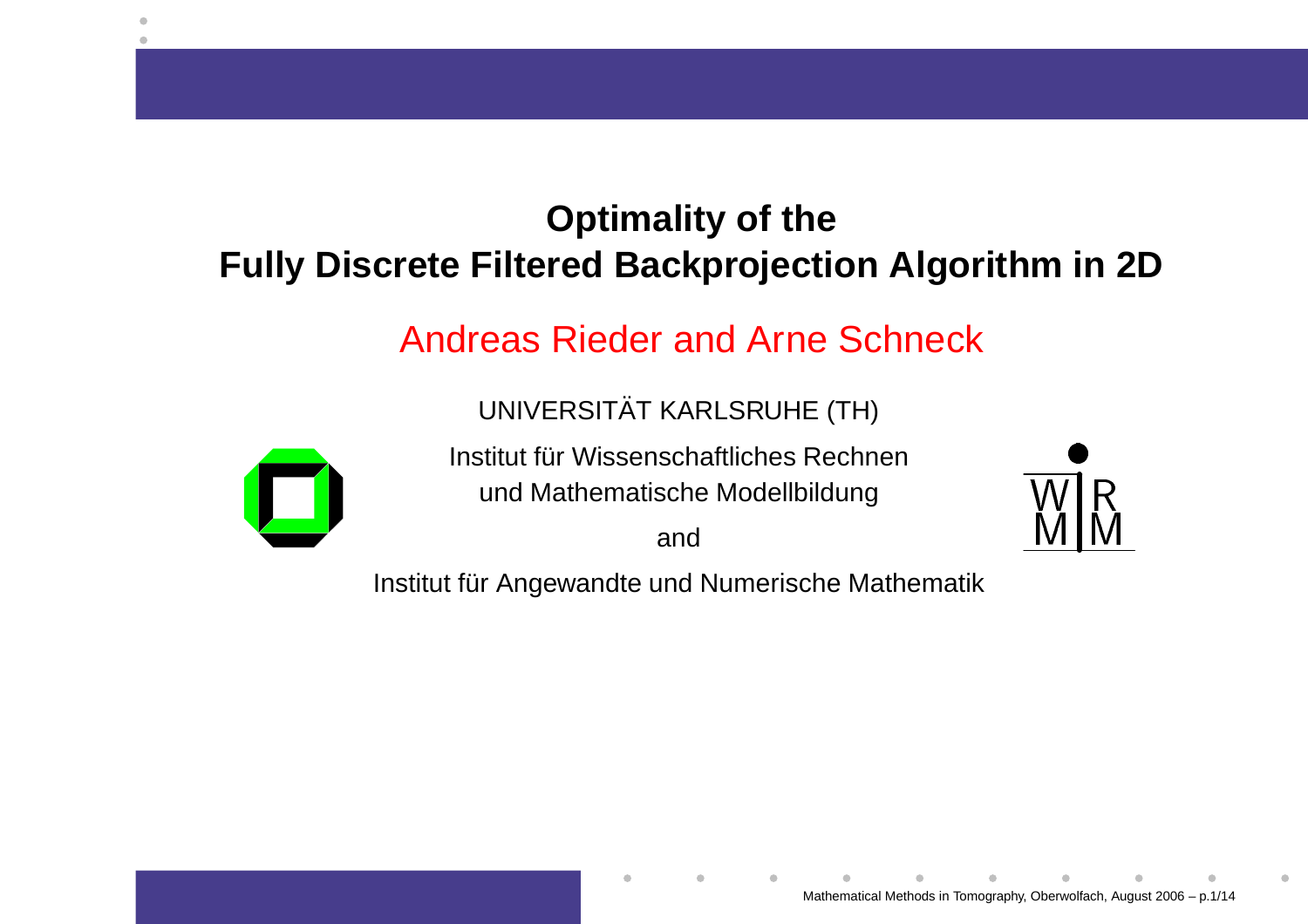# Optimality of the Fully Discrete Filtered Backprojection Algorithm in 2D

Andreas Rieder and Arne Schneck

UNIVERSITÄT KARLSRUHE (TH)

Institut für Wissenschaftliches Rechnen
und Mathematische Modellbildung

and

Institut für Angewandte und Numerische Mathematik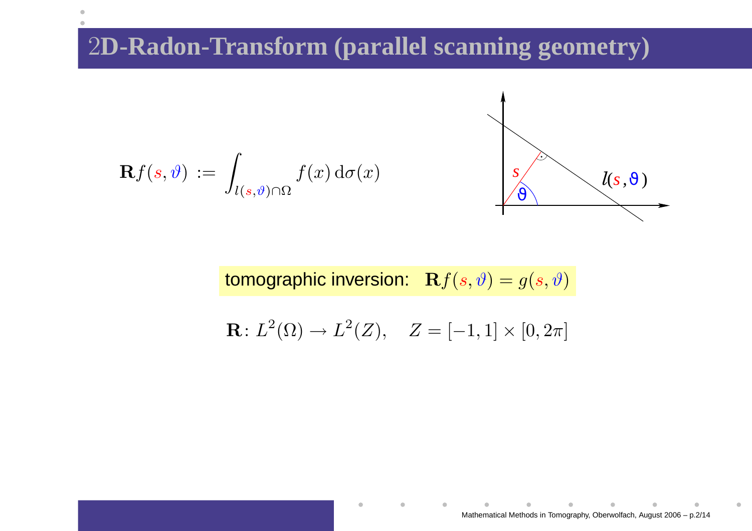# 2D-Radon-Transform (parallel scanning geometry)

$$\mathbf{R}f(s,\vartheta) := \int_{l(s,\vartheta)\cap\Omega} f(x)\,\mathrm{d}\sigma(x)$$

tomographic inversion: $\mathbf{R}f(s,\vartheta) = g(s,\vartheta)$

$$\mathbf{R}\colon L^2(\Omega) \to L^2(Z), \quad Z = [-1,1] \times [0,2\pi]$$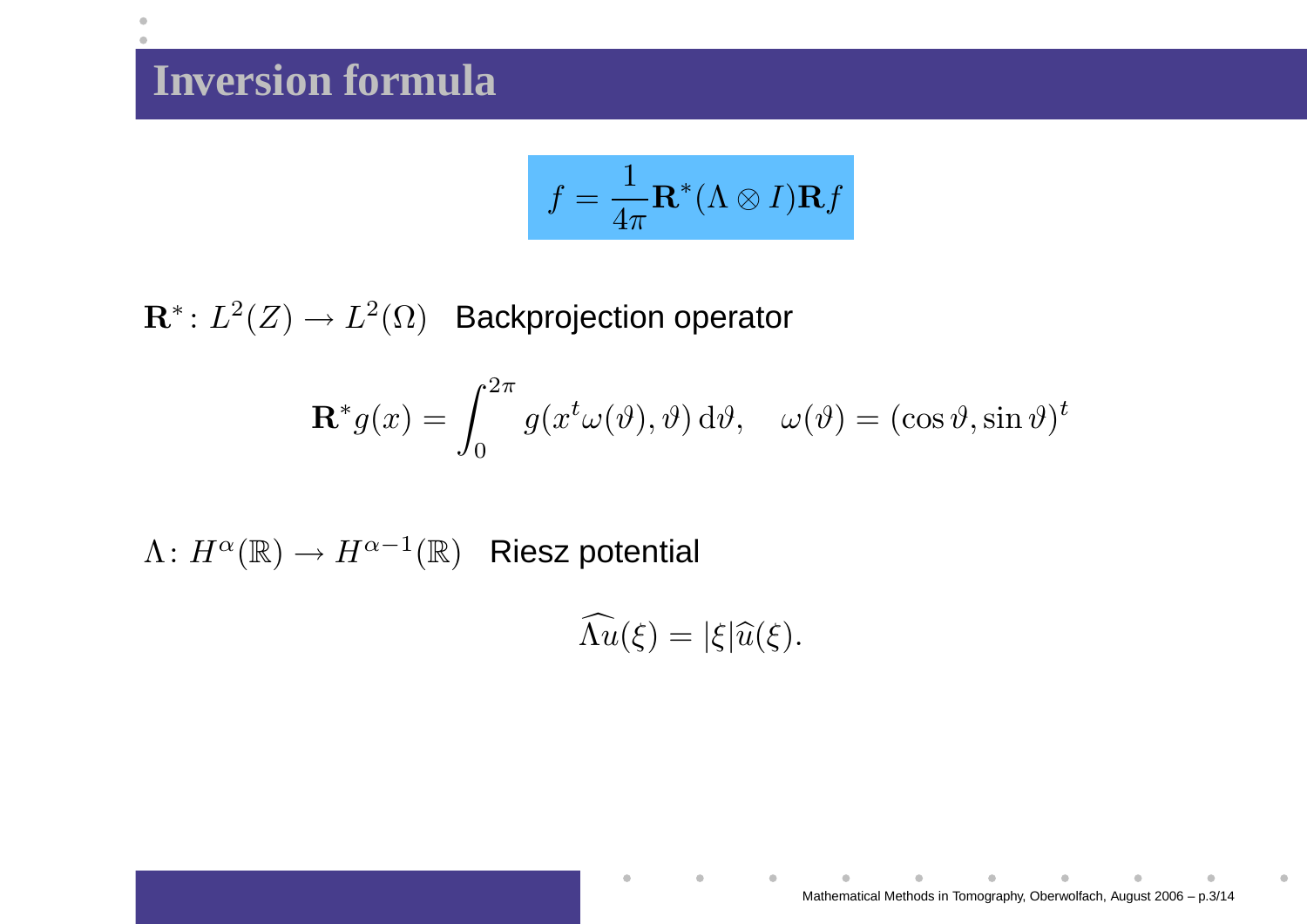# Inversion formula

$$f = \frac{1}{4\pi} \mathbf{R}^* (\Lambda \otimes I) \mathbf{R} f$$

$\mathbf{R}^* \colon L^2(Z) \to L^2(\Omega)$ Backprojection operator

$$\mathbf{R}^* g(x) = \int_0^{2\pi} g(x^t \omega(\vartheta), \vartheta) \, \mathrm{d}\vartheta, \quad \omega(\vartheta) = (\cos \vartheta, \sin \vartheta)^t$$

$\Lambda \colon H^\alpha(\mathbb{R}) \to H^{\alpha - 1}(\mathbb{R})$ Riesz potential

$$\widehat{\Lambda u}(\xi) = |\xi| \widehat{u}(\xi).$$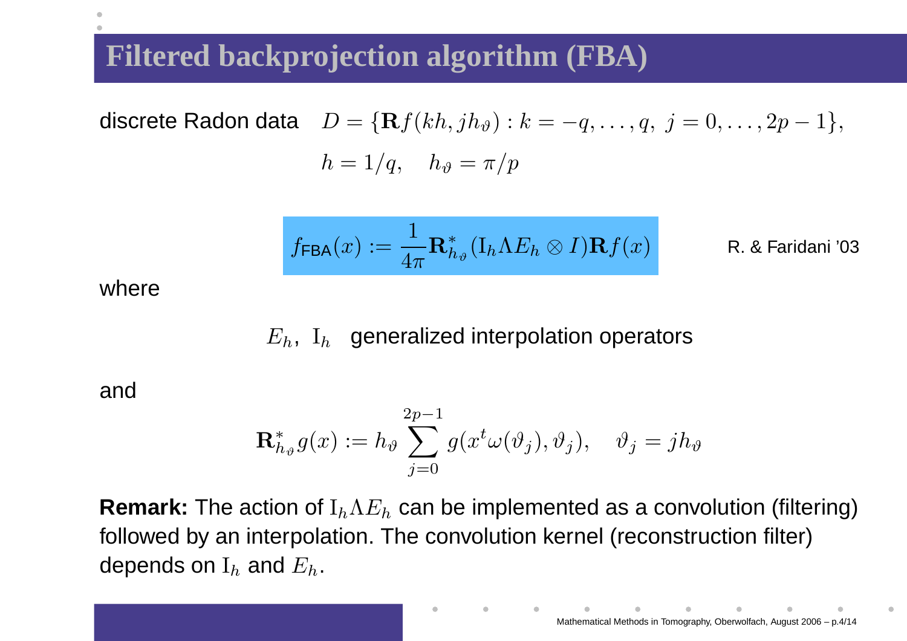# Filtered backprojection algorithm (FBA)

discrete Radon data $\quad D = \{\mathbf{R}f(kh, jh_\vartheta) : k = -q, \ldots, q,\ j = 0, \ldots, 2p-1\},$

$$h = 1/q, \quad h_\vartheta = \pi/p$$

$$f_{\mathsf{FBA}}(x) := \frac{1}{4\pi} \mathbf{R}^*_{h_\vartheta} (\mathrm{I}_h \Lambda E_h \otimes I) \mathbf{R} f(x)$$

R. & Faridani '03

where

$E_h,\ \mathrm{I}_h$ generalized interpolation operators

and

$$\mathbf{R}^*_{h_\vartheta} g(x) := h_\vartheta \sum_{j=0}^{2p-1} g(x^t \omega(\vartheta_j), \vartheta_j), \quad \vartheta_j = jh_\vartheta$$

**Remark:** The action of $\mathrm{I}_h \Lambda E_h$ can be implemented as a convolution (filtering) followed by an interpolation. The convolution kernel (reconstruction filter) depends on $\mathrm{I}_h$ and $E_h$.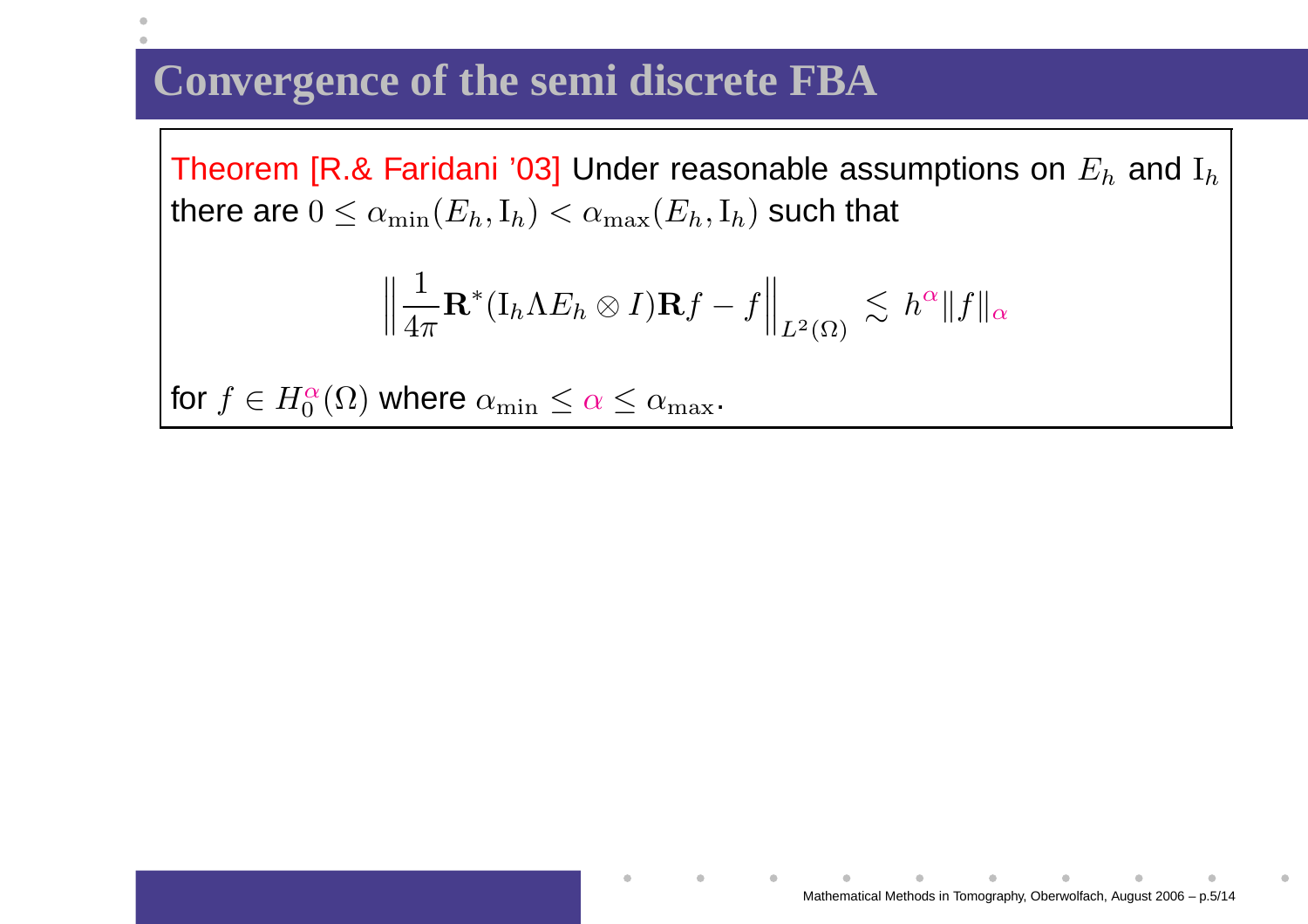# Convergence of the semi discrete FBA

Theorem [R.& Faridani '03] Under reasonable assumptions on $E_h$ and $\mathrm{I}_h$ there are $0 \le \alpha_{\min}(E_h, \mathrm{I}_h) < \alpha_{\max}(E_h, \mathrm{I}_h)$ such that

$$\left\| \frac{1}{4\pi} \mathbf{R}^* (\mathrm{I}_h \Lambda E_h \otimes I) \mathbf{R} f - f \right\|_{L^2(\Omega)} \lesssim h^{\alpha} \|f\|_{\alpha}$$

for $f \in H_0^{\alpha}(\Omega)$ where $\alpha_{\min} \le \alpha \le \alpha_{\max}$.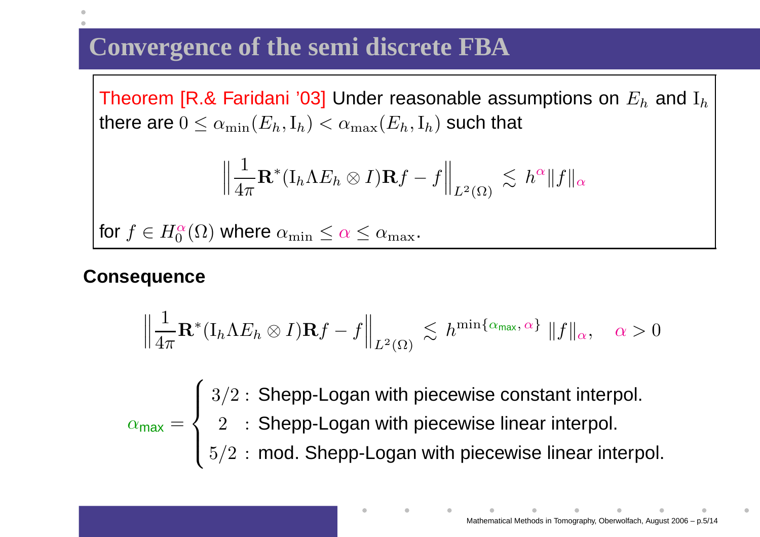# Convergence of the semi discrete FBA

**Theorem [R.& Faridani '03]** Under reasonable assumptions on $E_h$ and $\mathrm{I}_h$ there are $0 \leq \alpha_{\min}(E_h, \mathrm{I}_h) < \alpha_{\max}(E_h, \mathrm{I}_h)$ such that

$$\left\| \frac{1}{4\pi} \mathbf{R}^*(\mathrm{I}_h \Lambda E_h \otimes I)\mathbf{R} f - f \right\|_{L^2(\Omega)} \lesssim h^{\alpha} \|f\|_{\alpha}$$

for $f \in H_0^{\alpha}(\Omega)$ where $\alpha_{\min} \leq \alpha \leq \alpha_{\max}$.

**Consequence**

$$\left\| \frac{1}{4\pi} \mathbf{R}^*(\mathrm{I}_h \Lambda E_h \otimes I)\mathbf{R} f - f \right\|_{L^2(\Omega)} \lesssim h^{\min\{\alpha_{\mathsf{max}}, \alpha\}} \|f\|_{\alpha}, \quad \alpha > 0$$

$$\alpha_{\mathsf{max}} = \begin{cases} 3/2 : & \text{Shepp-Logan with piecewise constant interpol.} \\ \;2 \;: & \text{Shepp-Logan with piecewise linear interpol.} \\ 5/2 : & \text{mod. Shepp-Logan with piecewise linear interpol.} \end{cases}$$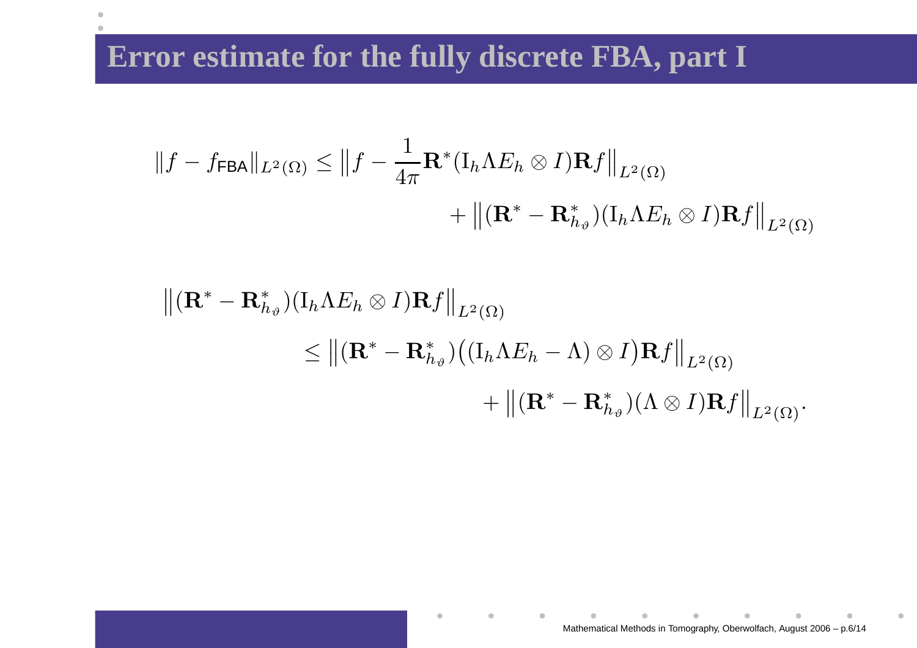# Error estimate for the fully discrete FBA, part I

$$
\|f - f_{\mathsf{FBA}}\|_{L^2(\Omega)} \leq \left\| f - \frac{1}{4\pi} \mathbf{R}^* (\mathrm{I}_h \Lambda E_h \otimes I) \mathbf{R} f \right\|_{L^2(\Omega)} + \left\| (\mathbf{R}^* - \mathbf{R}^*_{h_\vartheta}) (\mathrm{I}_h \Lambda E_h \otimes I) \mathbf{R} f \right\|_{L^2(\Omega)}
$$

$$
\begin{aligned}
\left\| (\mathbf{R}^* - \mathbf{R}^*_{h_\vartheta}) (\mathrm{I}_h \Lambda E_h \otimes I) \mathbf{R} f \right\|_{L^2(\Omega)} &\leq \left\| (\mathbf{R}^* - \mathbf{R}^*_{h_\vartheta}) \big( (\mathrm{I}_h \Lambda E_h - \Lambda) \otimes I \big) \mathbf{R} f \right\|_{L^2(\Omega)} \\
&\quad + \left\| (\mathbf{R}^* - \mathbf{R}^*_{h_\vartheta}) (\Lambda \otimes I) \mathbf{R} f \right\|_{L^2(\Omega)}.
\end{aligned}
$$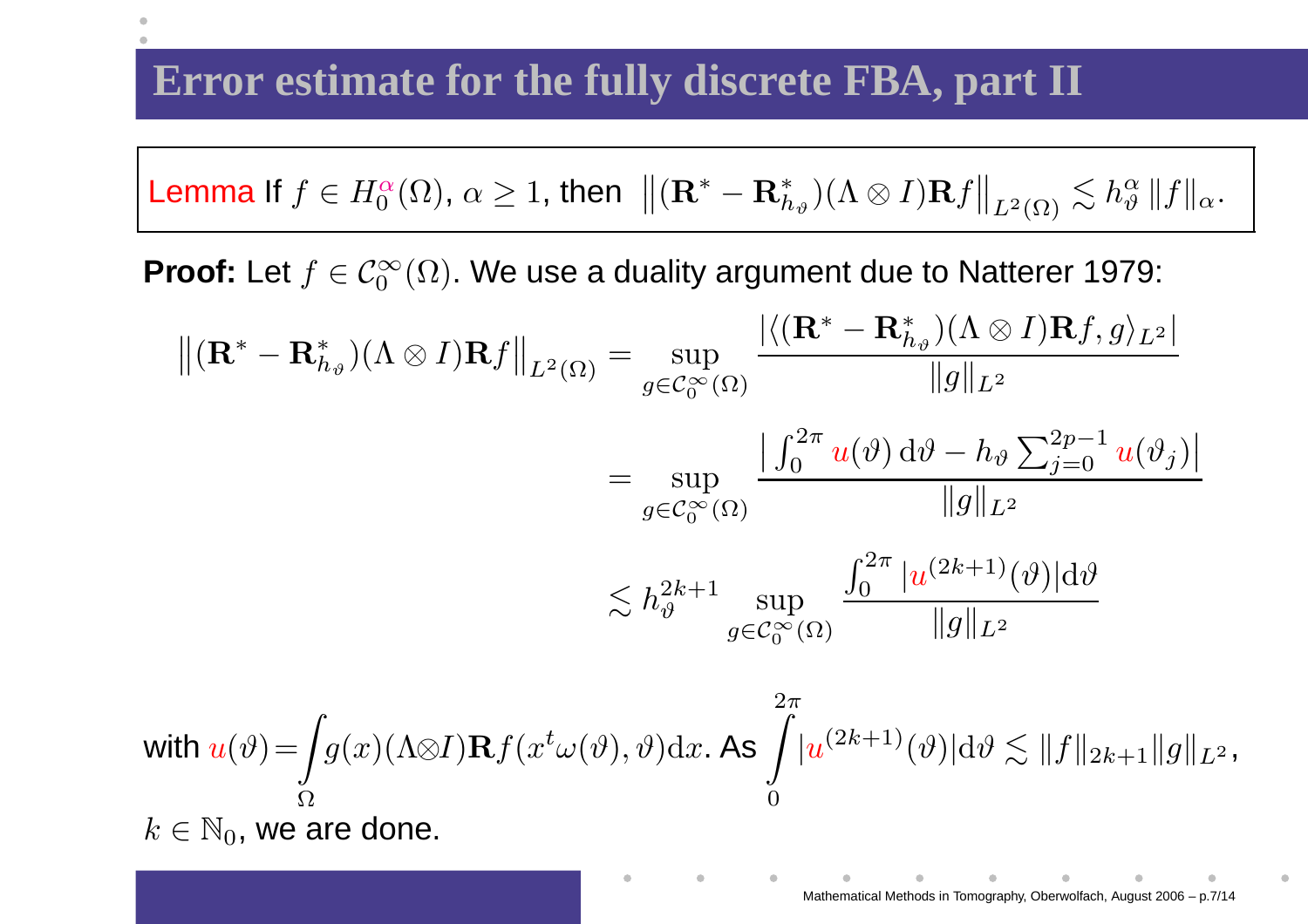# Error estimate for the fully discrete FBA, part II

**Lemma** If $f \in H_0^{\alpha}(\Omega)$, $\alpha \geq 1$, then $\left\|(\mathbf{R}^* - \mathbf{R}_{h_\vartheta}^*)(\Lambda \otimes I)\mathbf{R}f\right\|_{L^2(\Omega)} \lesssim h_\vartheta^\alpha \, \|f\|_\alpha$.

**Proof:** Let $f \in \mathcal{C}_0^\infty(\Omega)$. We use a duality argument due to Natterer 1979:

$$
\begin{aligned}
\left\|(\mathbf{R}^* - \mathbf{R}_{h_\vartheta}^*)(\Lambda \otimes I)\mathbf{R}f\right\|_{L^2(\Omega)} &= \sup_{g \in \mathcal{C}_0^\infty(\Omega)} \frac{|\langle(\mathbf{R}^* - \mathbf{R}_{h_\vartheta}^*)(\Lambda \otimes I)\mathbf{R}f, g\rangle_{L^2}|}{\|g\|_{L^2}} \\
&= \sup_{g \in \mathcal{C}_0^\infty(\Omega)} \frac{\left|\int_0^{2\pi} u(\vartheta)\,\mathrm{d}\vartheta - h_\vartheta \sum_{j=0}^{2p-1} u(\vartheta_j)\right|}{\|g\|_{L^2}} \\
&\lesssim h_\vartheta^{2k+1} \sup_{g \in \mathcal{C}_0^\infty(\Omega)} \frac{\int_0^{2\pi} |u^{(2k+1)}(\vartheta)|\mathrm{d}\vartheta}{\|g\|_{L^2}}
\end{aligned}
$$

with $u(\vartheta) = \int_\Omega g(x)(\Lambda \otimes I)\mathbf{R}f(x^t\omega(\vartheta), \vartheta)\mathrm{d}x$. As $\int_0^{2\pi} |u^{(2k+1)}(\vartheta)|\mathrm{d}\vartheta \lesssim \|f\|_{2k+1}\|g\|_{L^2}$, $k \in \mathbb{N}_0$, we are done.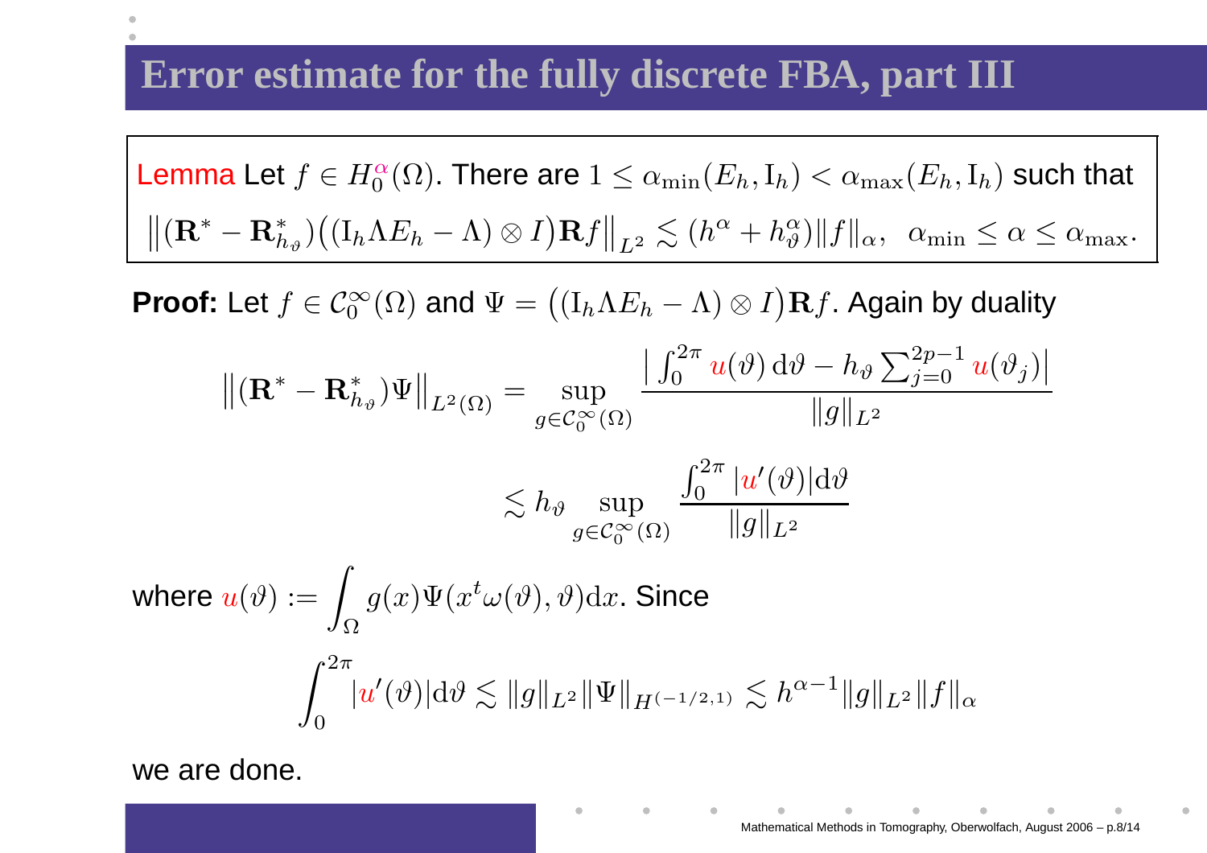# Error estimate for the fully discrete FBA, part III

**Lemma** Let $f \in H_0^{\alpha}(\Omega)$. There are $1 \le \alpha_{\min}(E_h, \mathrm{I}_h) < \alpha_{\max}(E_h, \mathrm{I}_h)$ such that

$$\left\| (\mathbf{R}^* - \mathbf{R}^*_{h_\vartheta})\big((\mathrm{I}_h \Lambda E_h - \Lambda) \otimes I\big)\mathbf{R} f \right\|_{L^2} \lesssim (h^\alpha + h_\vartheta^\alpha)\|f\|_\alpha, \ \ \alpha_{\min} \le \alpha \le \alpha_{\max}.$$

**Proof:** Let $f \in \mathcal{C}_0^\infty(\Omega)$ and $\Psi = \big((\mathrm{I}_h \Lambda E_h - \Lambda) \otimes I\big)\mathbf{R} f$. Again by duality

$$\left\| (\mathbf{R}^* - \mathbf{R}^*_{h_\vartheta})\Psi \right\|_{L^2(\Omega)} = \sup_{g \in \mathcal{C}_0^\infty(\Omega)} \frac{\left| \int_0^{2\pi} u(\vartheta)\,\mathrm{d}\vartheta - h_\vartheta \sum_{j=0}^{2p-1} u(\vartheta_j) \right|}{\|g\|_{L^2}}$$

$$\lesssim h_\vartheta \sup_{g \in \mathcal{C}_0^\infty(\Omega)} \frac{\int_0^{2\pi} |u'(\vartheta)|\mathrm{d}\vartheta}{\|g\|_{L^2}}$$

where $u(\vartheta) := \int_\Omega g(x)\Psi(x^t\omega(\vartheta), \vartheta)\mathrm{d}x$. Since

$$\int_0^{2\pi} |u'(\vartheta)|\mathrm{d}\vartheta \lesssim \|g\|_{L^2}\|\Psi\|_{H^{(-1/2,1)}} \lesssim h^{\alpha-1}\|g\|_{L^2}\|f\|_\alpha$$

we are done.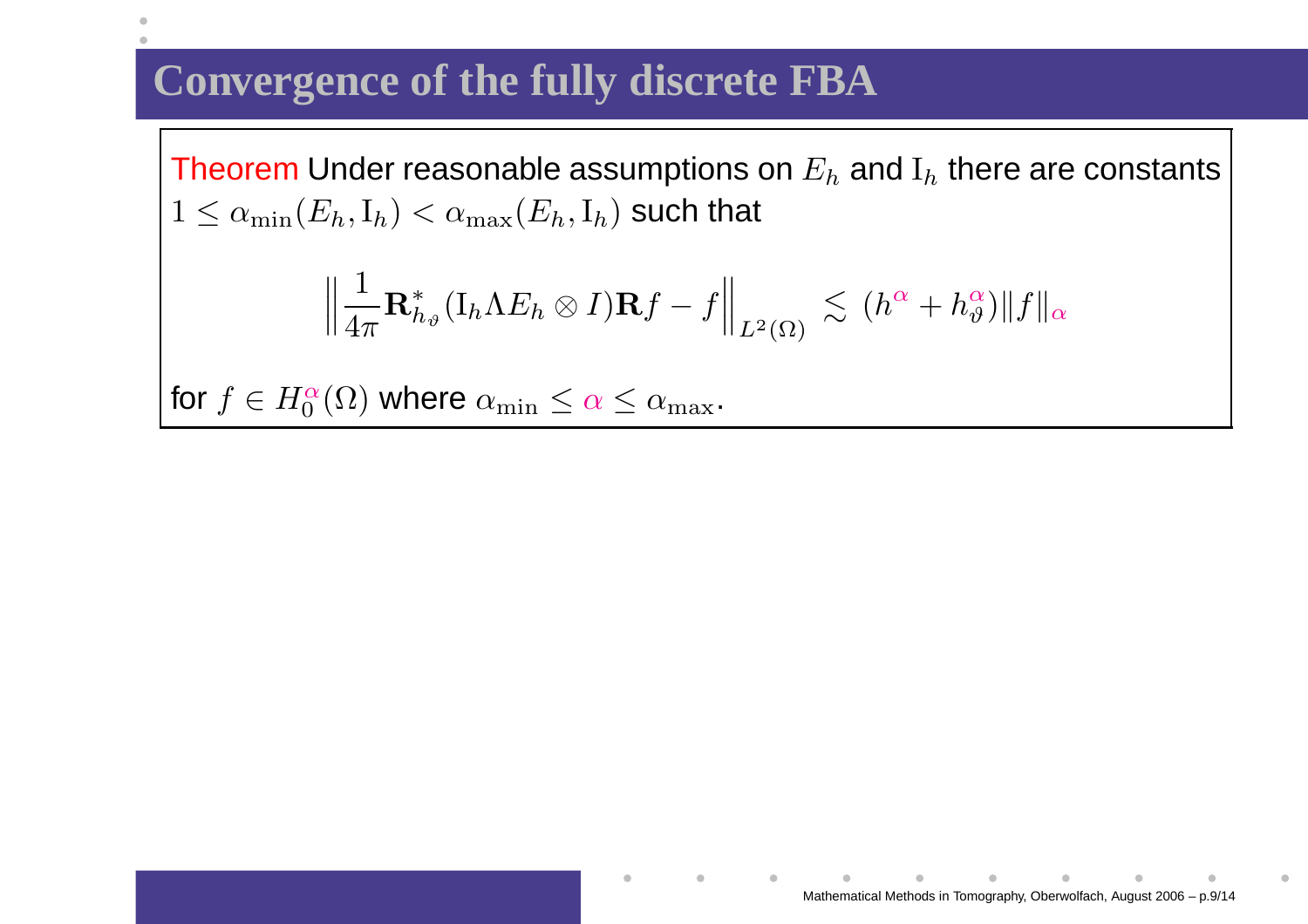# Convergence of the fully discrete FBA

**Theorem** Under reasonable assumptions on $E_h$ and $\mathrm{I}_h$ there are constants $1 \leq \alpha_{\min}(E_h, \mathrm{I}_h) < \alpha_{\max}(E_h, \mathrm{I}_h)$ such that

$$\left\| \frac{1}{4\pi} \mathbf{R}^*_{h_\vartheta} (\mathrm{I}_h \Lambda E_h \otimes I) \mathbf{R} f - f \right\|_{L^2(\Omega)} \lesssim (h^\alpha + h_\vartheta^\alpha) \|f\|_\alpha$$

for $f \in H_0^\alpha(\Omega)$ where $\alpha_{\min} \leq \alpha \leq \alpha_{\max}$.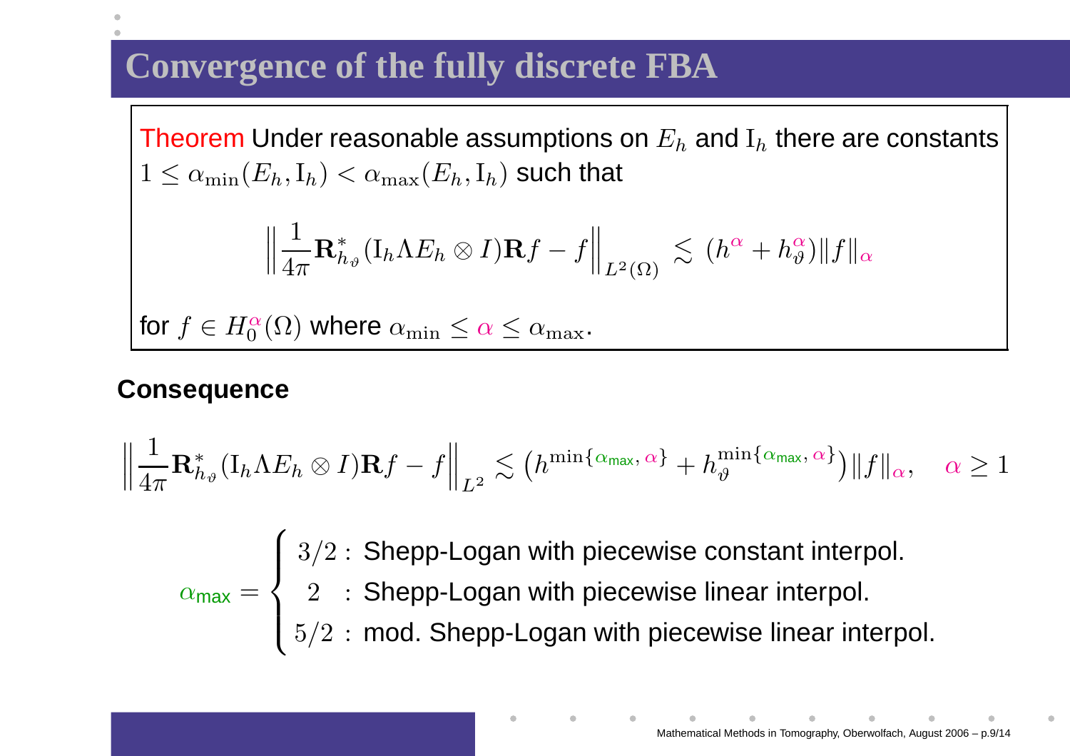# Convergence of the fully discrete FBA

**Theorem** Under reasonable assumptions on $E_h$ and $\mathrm{I}_h$ there are constants $1 \leq \alpha_{\min}(E_h, \mathrm{I}_h) < \alpha_{\max}(E_h, \mathrm{I}_h)$ such that

$$\left\| \frac{1}{4\pi} \mathbf{R}^*_{h_\vartheta} (\mathrm{I}_h \Lambda E_h \otimes I) \mathbf{R} f - f \right\|_{L^2(\Omega)} \lesssim (h^\alpha + h_\vartheta^\alpha) \|f\|_\alpha$$

for $f \in H_0^\alpha(\Omega)$ where $\alpha_{\min} \leq \alpha \leq \alpha_{\max}$.

**Consequence**

$$\left\| \frac{1}{4\pi} \mathbf{R}^*_{h_\vartheta} (\mathrm{I}_h \Lambda E_h \otimes I) \mathbf{R} f - f \right\|_{L^2} \lesssim \left( h^{\min\{\alpha_{\max}, \alpha\}} + h_\vartheta^{\min\{\alpha_{\max}, \alpha\}} \right) \|f\|_\alpha, \quad \alpha \geq 1$$

$$\alpha_{\max} = \begin{cases} 3/2 : & \text{Shepp-Logan with piecewise constant interpol.} \\ 2 : & \text{Shepp-Logan with piecewise linear interpol.} \\ 5/2 : & \text{mod. Shepp-Logan with piecewise linear interpol.} \end{cases}$$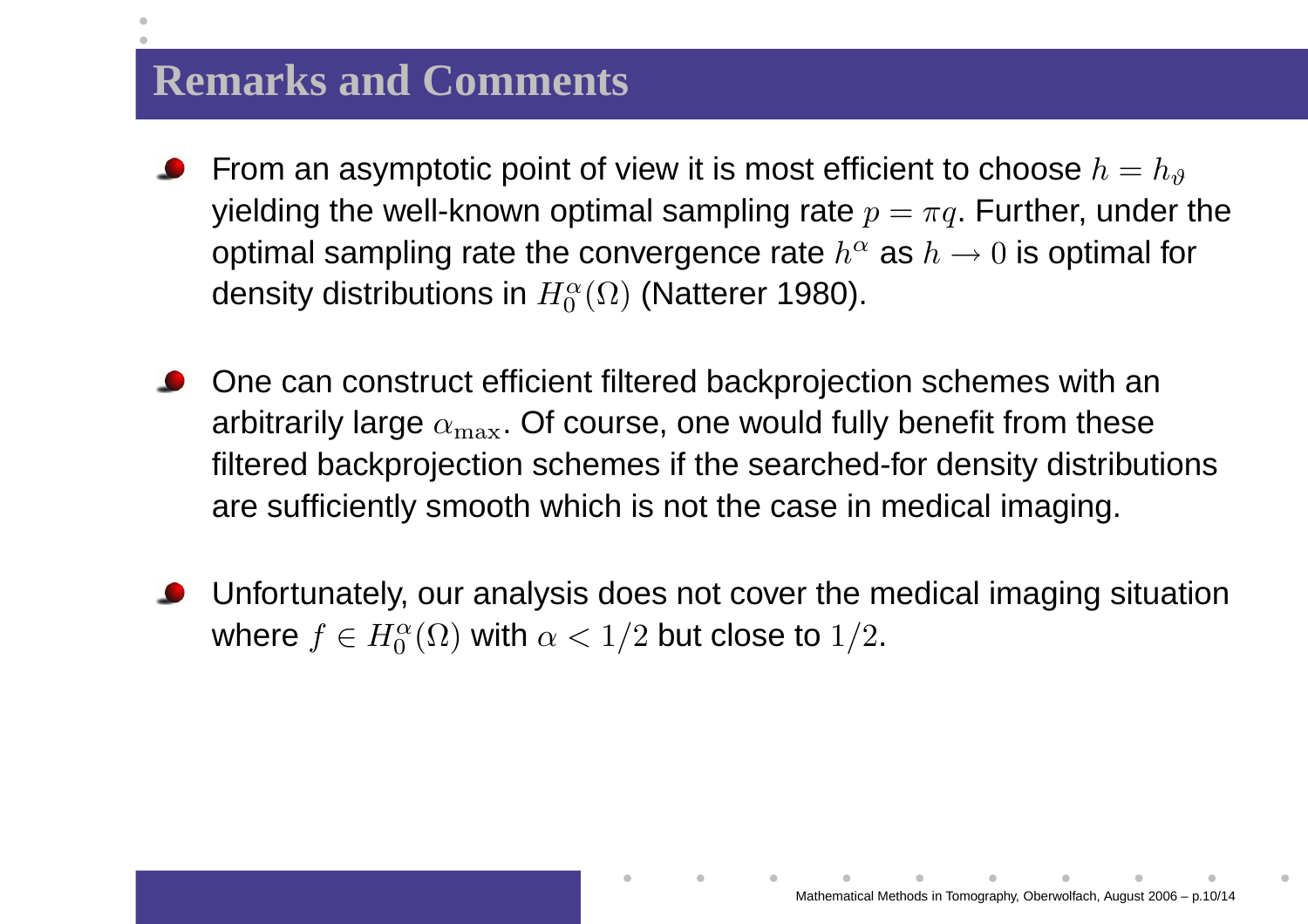## Remarks and Comments

- From an asymptotic point of view it is most efficient to choose $h = h_\vartheta$ yielding the well-known optimal sampling rate $p = \pi q$. Further, under the optimal sampling rate the convergence rate $h^\alpha$ as $h \to 0$ is optimal for density distributions in $H_0^\alpha(\Omega)$ (Natterer 1980).

- One can construct efficient filtered backprojection schemes with an arbitrarily large $\alpha_{\max}$. Of course, one would fully benefit from these filtered backprojection schemes if the searched-for density distributions are sufficiently smooth which is not the case in medical imaging.

- Unfortunately, our analysis does not cover the medical imaging situation where $f \in H_0^\alpha(\Omega)$ with $\alpha < 1/2$ but close to $1/2$.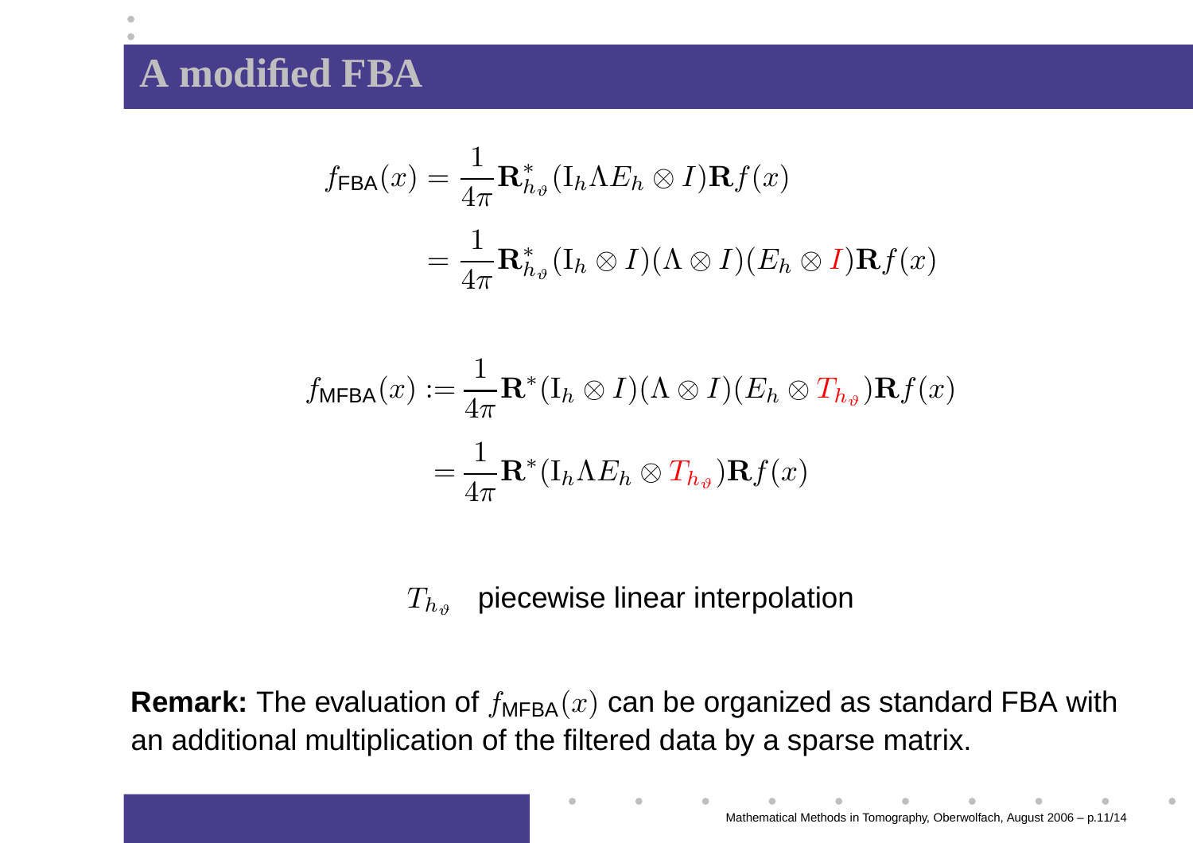# A modified FBA

$$
\begin{aligned}
f_{\mathsf{FBA}}(x) &= \frac{1}{4\pi}\mathbf{R}^*_{h_\vartheta}(\mathrm{I}_h \Lambda E_h \otimes I)\mathbf{R}f(x) \\
&= \frac{1}{4\pi}\mathbf{R}^*_{h_\vartheta}(\mathrm{I}_h \otimes I)(\Lambda \otimes I)(E_h \otimes I)\mathbf{R}f(x)
\end{aligned}
$$

$$
\begin{aligned}
f_{\mathsf{MFBA}}(x) &:= \frac{1}{4\pi}\mathbf{R}^*(\mathrm{I}_h \otimes I)(\Lambda \otimes I)(E_h \otimes T_{h_\vartheta})\mathbf{R}f(x) \\
&= \frac{1}{4\pi}\mathbf{R}^*(\mathrm{I}_h \Lambda E_h \otimes T_{h_\vartheta})\mathbf{R}f(x)
\end{aligned}
$$

$T_{h_\vartheta}$ piecewise linear interpolation

**Remark:** The evaluation of $f_{\mathsf{MFBA}}(x)$ can be organized as standard FBA with an additional multiplication of the filtered data by a sparse matrix.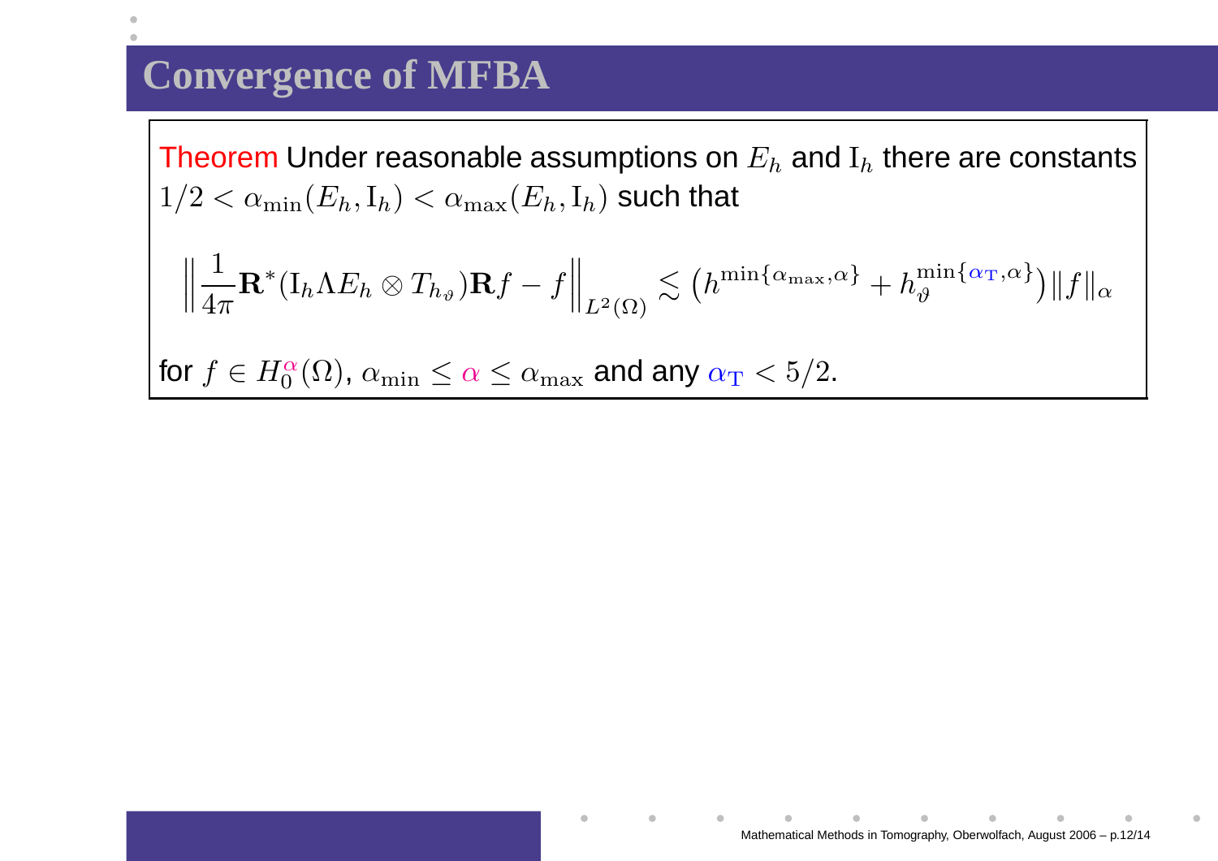# Convergence of MFBA

**Theorem** Under reasonable assumptions on $E_h$ and $\mathrm{I}_h$ there are constants $1/2 < \alpha_{\min}(E_h, \mathrm{I}_h) < \alpha_{\max}(E_h, \mathrm{I}_h)$ such that

$$\left\| \frac{1}{4\pi} \mathbf{R}^* (\mathrm{I}_h \Lambda E_h \otimes T_{h_\vartheta}) \mathbf{R} f - f \right\|_{L^2(\Omega)} \lesssim \left( h^{\min\{\alpha_{\max}, \alpha\}} + h_\vartheta^{\min\{\alpha_{\mathrm{T}}, \alpha\}} \right) \|f\|_\alpha$$

for $f \in H_0^\alpha(\Omega)$, $\alpha_{\min} \leq \alpha \leq \alpha_{\max}$ and any $\alpha_{\mathrm{T}} < 5/2$.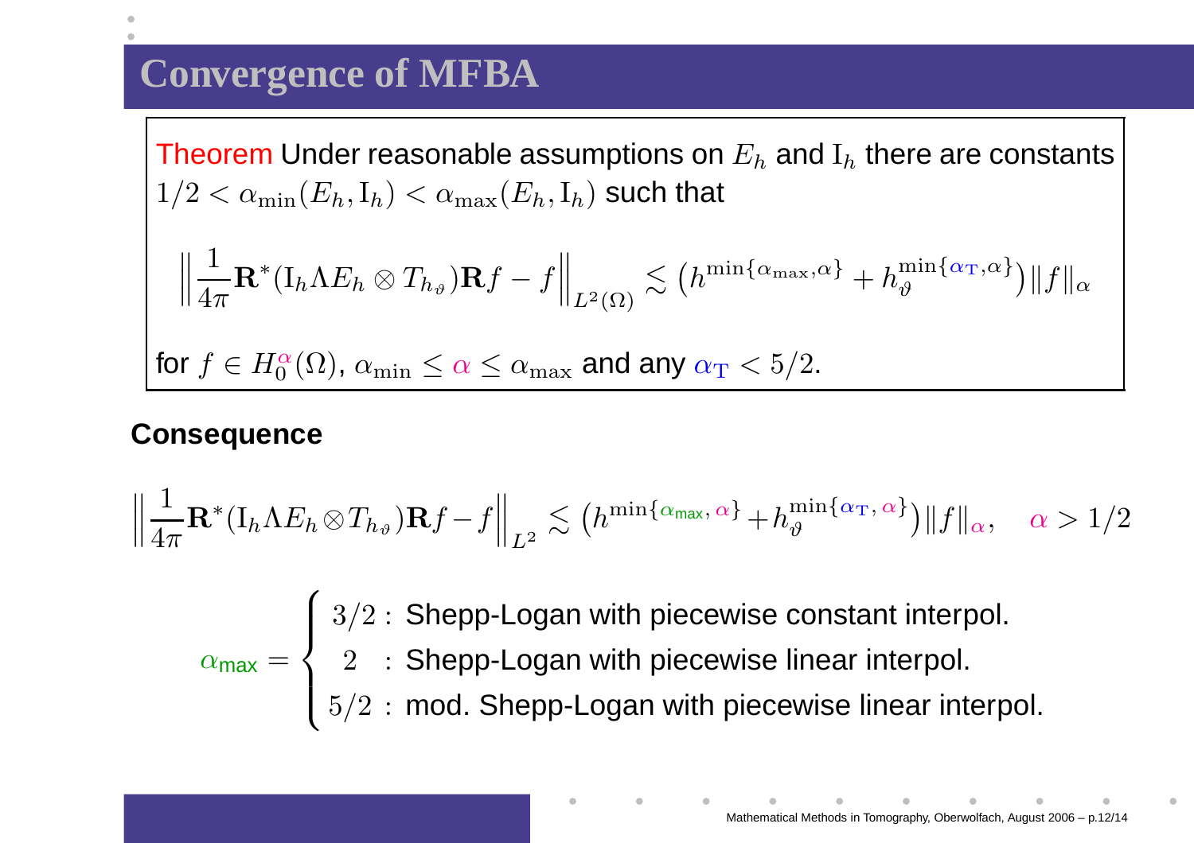# Convergence of MFBA

**Theorem** Under reasonable assumptions on $E_h$ and $\mathrm{I}_h$ there are constants $1/2 < \alpha_{\min}(E_h, \mathrm{I}_h) < \alpha_{\max}(E_h, \mathrm{I}_h)$ such that

$$\left\| \frac{1}{4\pi} \mathbf{R}^*(\mathrm{I}_h \Lambda E_h \otimes T_{h_\vartheta}) \mathbf{R} f - f \right\|_{L^2(\Omega)} \lesssim \left( h^{\min\{\alpha_{\max}, \alpha\}} + h_\vartheta^{\min\{\alpha_{\mathrm{T}}, \alpha\}} \right) \|f\|_\alpha$$

for $f \in H_0^\alpha(\Omega)$, $\alpha_{\min} \leq \alpha \leq \alpha_{\max}$ and any $\alpha_{\mathrm{T}} < 5/2$.

**Consequence**

$$\left\| \frac{1}{4\pi} \mathbf{R}^*(\mathrm{I}_h \Lambda E_h \otimes T_{h_\vartheta}) \mathbf{R} f - f \right\|_{L^2} \lesssim \left( h^{\min\{\alpha_{\max}, \alpha\}} + h_\vartheta^{\min\{\alpha_{\mathrm{T}}, \alpha\}} \right) \|f\|_\alpha, \quad \alpha > 1/2$$

$$\alpha_{\max} = \begin{cases} 3/2 : & \text{Shepp-Logan with piecewise constant interpol.} \\ 2 : & \text{Shepp-Logan with piecewise linear interpol.} \\ 5/2 : & \text{mod. Shepp-Logan with piecewise linear interpol.} \end{cases}$$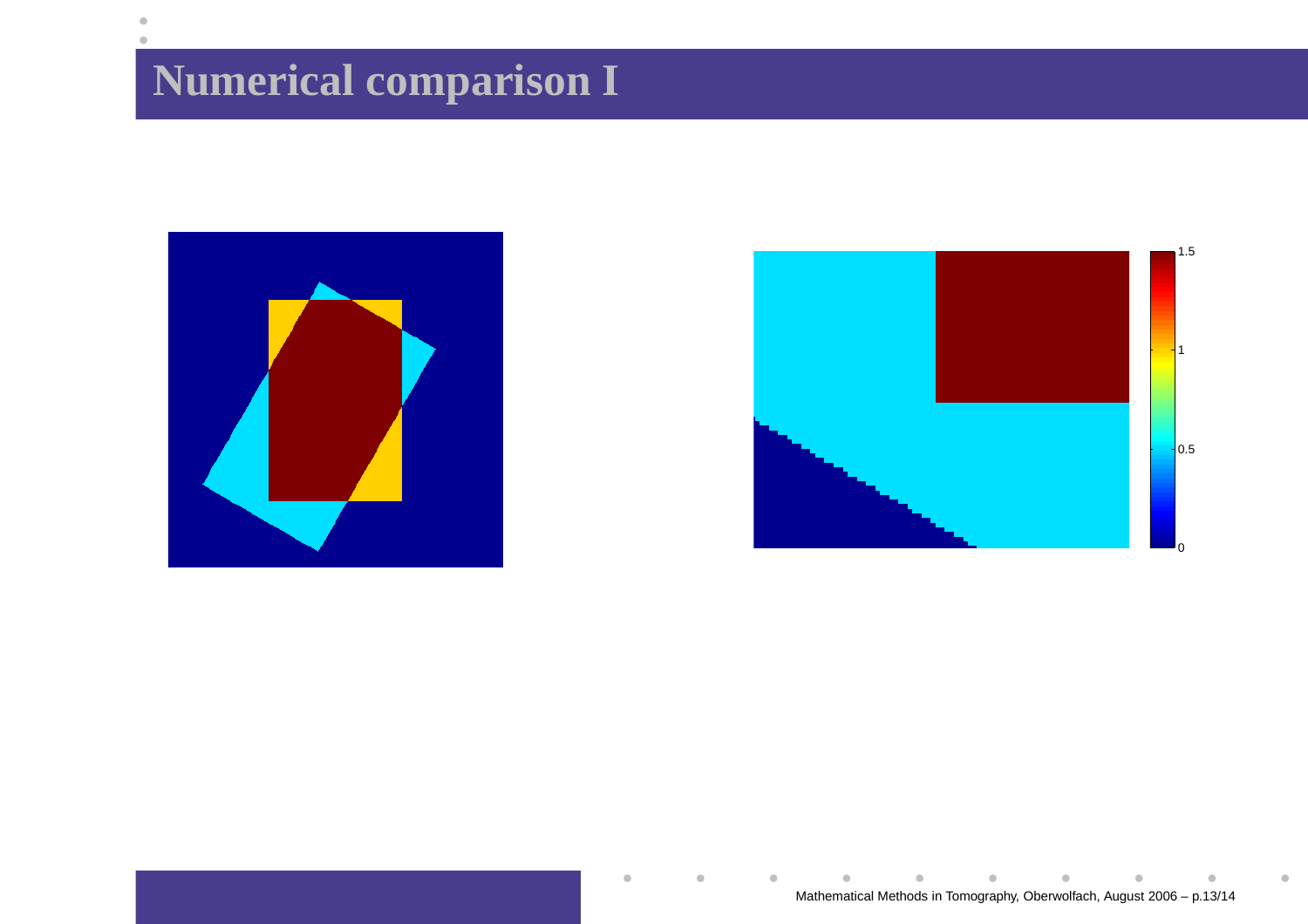# Numerical comparison I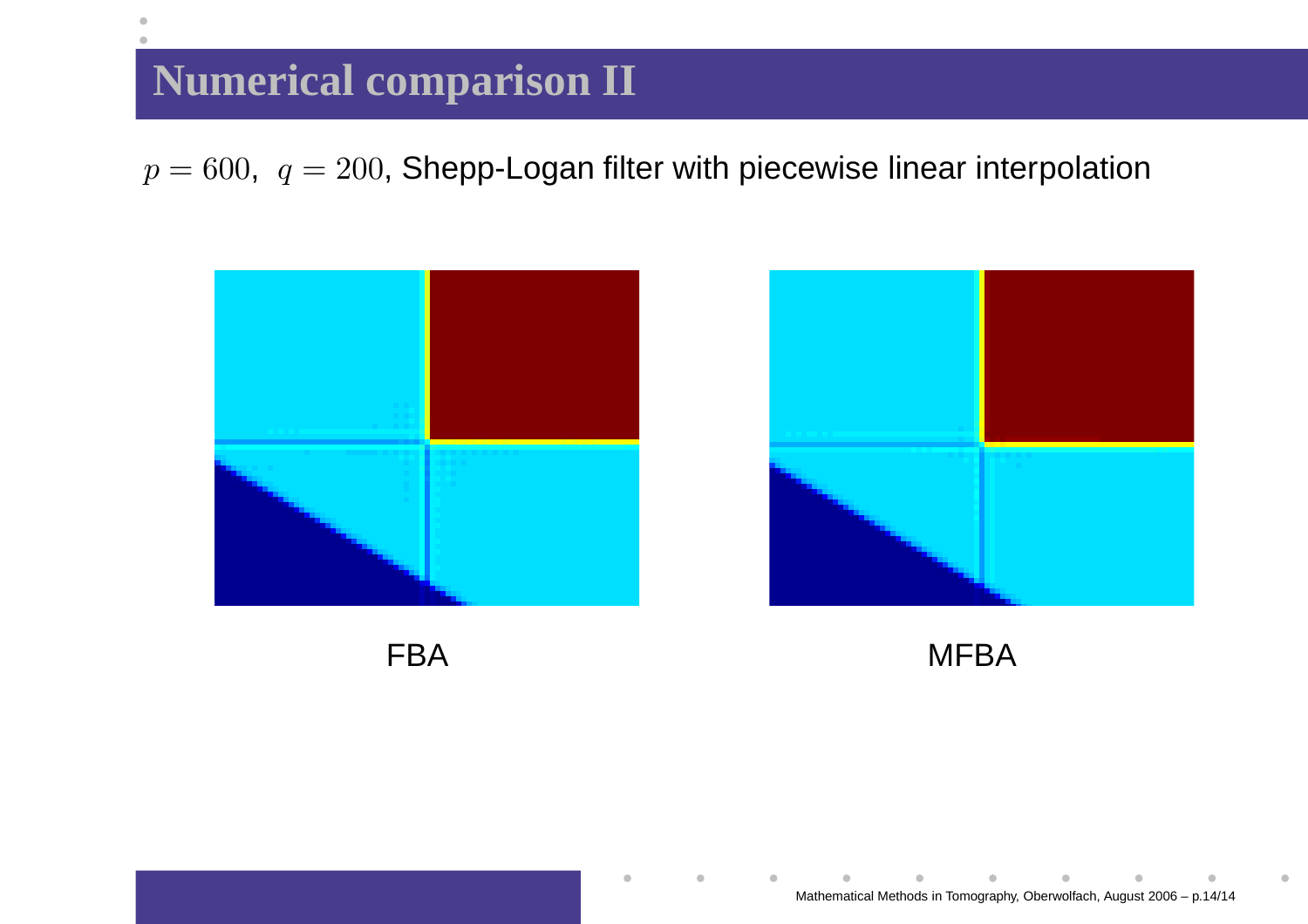# Numerical comparison II

$p = 600$, $q = 200$, Shepp-Logan filter with piecewise linear interpolation

FBA

MFBA